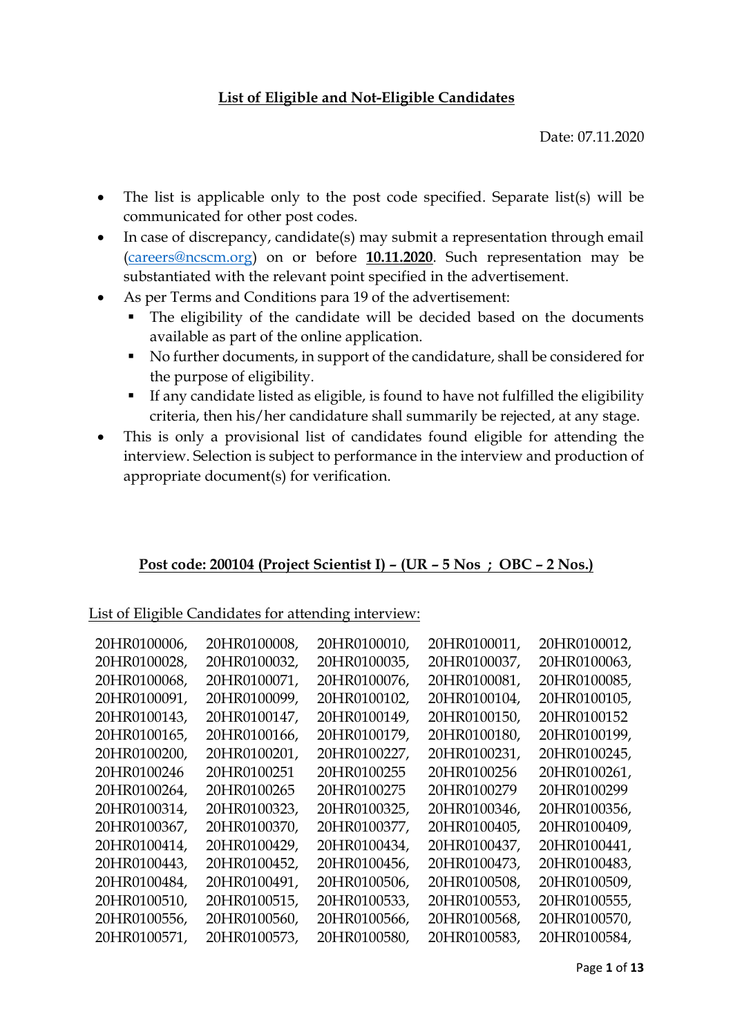**List of Eligible and Not-Eligible Candidates**

Date: 07.11.2020

- The list is applicable only to the post code specified. Separate list(s) will be communicated for other post codes.
- In case of discrepancy, candidate(s) may submit a representation through email (careers@ncscm.org) on or before **10.11.2020**. Such representation may be substantiated with the relevant point specified in the advertisement.
- As per Terms and Conditions para 19 of the advertisement:
  - The eligibility of the candidate will be decided based on the documents available as part of the online application.
  - No further documents, in support of the candidature, shall be considered for the purpose of eligibility.
  - If any candidate listed as eligible, is found to have not fulfilled the eligibility criteria, then his/her candidature shall summarily be rejected, at any stage.
- This is only a provisional list of candidates found eligible for attending the interview. Selection is subject to performance in the interview and production of appropriate document(s) for verification.

**Post code: 200104 (Project Scientist I) – (UR – 5 Nos ; OBC – 2 Nos.)**

List of Eligible Candidates for attending interview:

| | | | | |
|---|---|---|---|---|
| 20HR0100006, | 20HR0100008, | 20HR0100010, | 20HR0100011, | 20HR0100012, |
| 20HR0100028, | 20HR0100032, | 20HR0100035, | 20HR0100037, | 20HR0100063, |
| 20HR0100068, | 20HR0100071, | 20HR0100076, | 20HR0100081, | 20HR0100085, |
| 20HR0100091, | 20HR0100099, | 20HR0100102, | 20HR0100104, | 20HR0100105, |
| 20HR0100143, | 20HR0100147, | 20HR0100149, | 20HR0100150, | 20HR0100152 |
| 20HR0100165, | 20HR0100166, | 20HR0100179, | 20HR0100180, | 20HR0100199, |
| 20HR0100200, | 20HR0100201, | 20HR0100227, | 20HR0100231, | 20HR0100245, |
| 20HR0100246 | 20HR0100251 | 20HR0100255 | 20HR0100256 | 20HR0100261, |
| 20HR0100264, | 20HR0100265 | 20HR0100275 | 20HR0100279 | 20HR0100299 |
| 20HR0100314, | 20HR0100323, | 20HR0100325, | 20HR0100346, | 20HR0100356, |
| 20HR0100367, | 20HR0100370, | 20HR0100377, | 20HR0100405, | 20HR0100409, |
| 20HR0100414, | 20HR0100429, | 20HR0100434, | 20HR0100437, | 20HR0100441, |
| 20HR0100443, | 20HR0100452, | 20HR0100456, | 20HR0100473, | 20HR0100483, |
| 20HR0100484, | 20HR0100491, | 20HR0100506, | 20HR0100508, | 20HR0100509, |
| 20HR0100510, | 20HR0100515, | 20HR0100533, | 20HR0100553, | 20HR0100555, |
| 20HR0100556, | 20HR0100560, | 20HR0100566, | 20HR0100568, | 20HR0100570, |
| 20HR0100571, | 20HR0100573, | 20HR0100580, | 20HR0100583, | 20HR0100584, |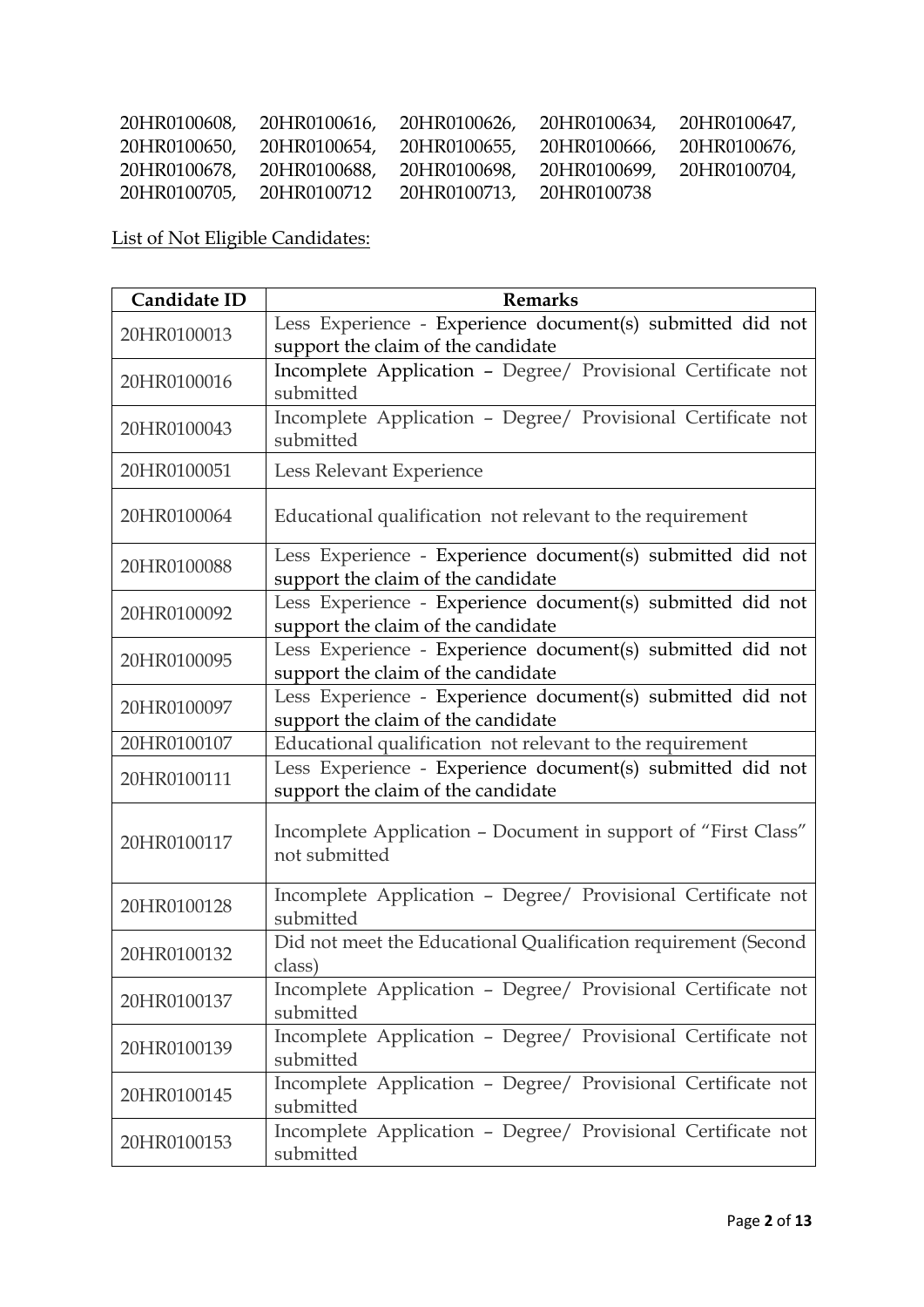20HR0100608, 20HR0100616, 20HR0100626, 20HR0100634, 20HR0100647, 20HR0100650, 20HR0100654, 20HR0100655, 20HR0100666, 20HR0100676, 20HR0100678, 20HR0100688, 20HR0100698, 20HR0100699, 20HR0100704, 20HR0100705, 20HR0100712 20HR0100713, 20HR0100738

List of Not Eligible Candidates:

| Candidate ID | Remarks |
|---|---|
| 20HR0100013 | Less Experience - Experience document(s) submitted did not support the claim of the candidate |
| 20HR0100016 | Incomplete Application – Degree/ Provisional Certificate not submitted |
| 20HR0100043 | Incomplete Application – Degree/ Provisional Certificate not submitted |
| 20HR0100051 | Less Relevant Experience |
| 20HR0100064 | Educational qualification not relevant to the requirement |
| 20HR0100088 | Less Experience - Experience document(s) submitted did not support the claim of the candidate |
| 20HR0100092 | Less Experience - Experience document(s) submitted did not support the claim of the candidate |
| 20HR0100095 | Less Experience - Experience document(s) submitted did not support the claim of the candidate |
| 20HR0100097 | Less Experience - Experience document(s) submitted did not support the claim of the candidate |
| 20HR0100107 | Educational qualification not relevant to the requirement |
| 20HR0100111 | Less Experience - Experience document(s) submitted did not support the claim of the candidate |
| 20HR0100117 | Incomplete Application – Document in support of "First Class" not submitted |
| 20HR0100128 | Incomplete Application – Degree/ Provisional Certificate not submitted |
| 20HR0100132 | Did not meet the Educational Qualification requirement (Second class) |
| 20HR0100137 | Incomplete Application – Degree/ Provisional Certificate not submitted |
| 20HR0100139 | Incomplete Application – Degree/ Provisional Certificate not submitted |
| 20HR0100145 | Incomplete Application – Degree/ Provisional Certificate not submitted |
| 20HR0100153 | Incomplete Application – Degree/ Provisional Certificate not submitted |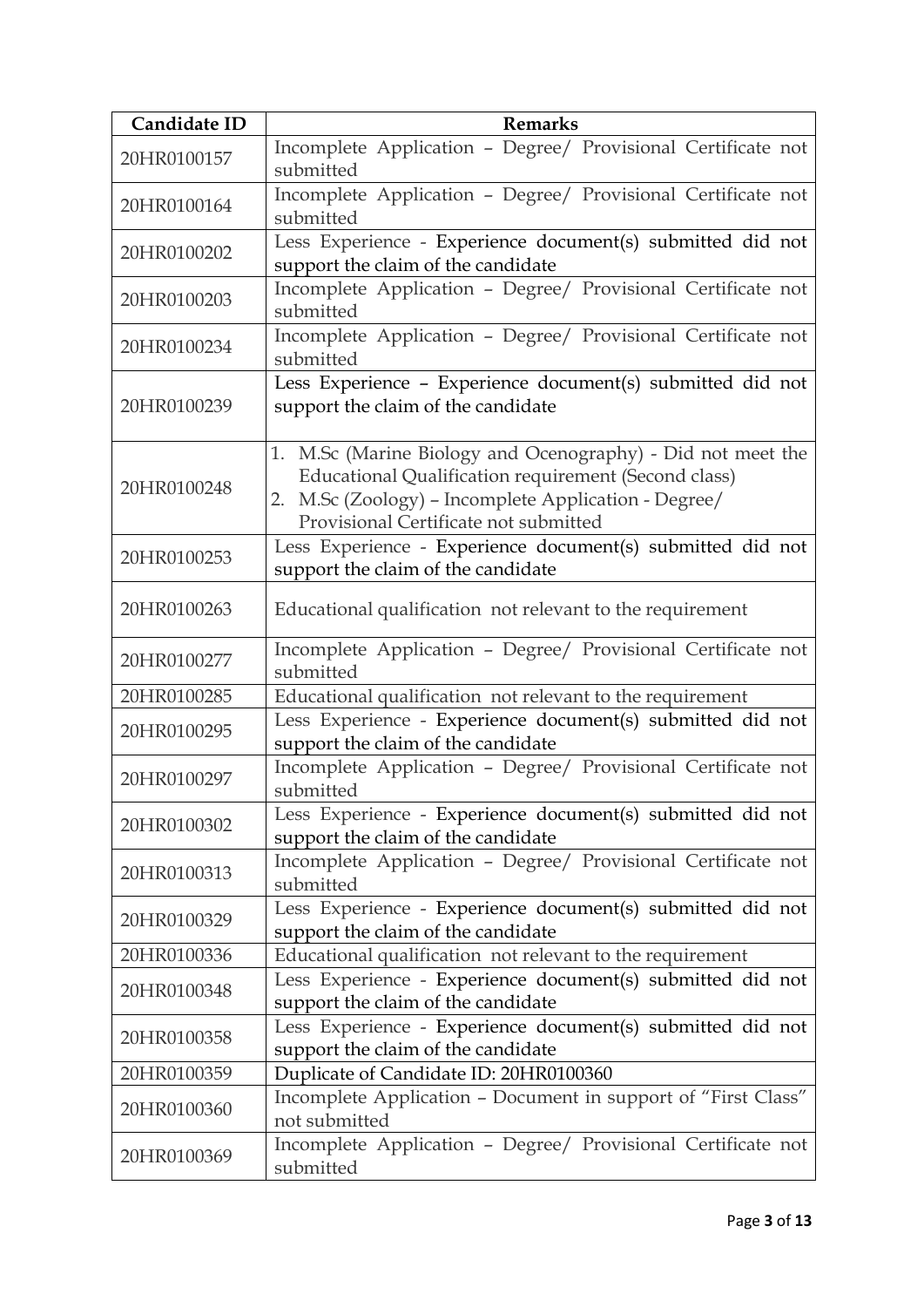| Candidate ID | Remarks |
| --- | --- |
| 20HR0100157 | Incomplete Application – Degree/ Provisional Certificate not submitted |
| 20HR0100164 | Incomplete Application – Degree/ Provisional Certificate not submitted |
| 20HR0100202 | Less Experience - Experience document(s) submitted did not support the claim of the candidate |
| 20HR0100203 | Incomplete Application – Degree/ Provisional Certificate not submitted |
| 20HR0100234 | Incomplete Application – Degree/ Provisional Certificate not submitted |
| 20HR0100239 | Less Experience – Experience document(s) submitted did not support the claim of the candidate |
| 20HR0100248 | 1. M.Sc (Marine Biology and Ocenography) - Did not meet the Educational Qualification requirement (Second class)<br>2. M.Sc (Zoology) – Incomplete Application - Degree/ Provisional Certificate not submitted |
| 20HR0100253 | Less Experience - Experience document(s) submitted did not support the claim of the candidate |
| 20HR0100263 | Educational qualification not relevant to the requirement |
| 20HR0100277 | Incomplete Application – Degree/ Provisional Certificate not submitted |
| 20HR0100285 | Educational qualification not relevant to the requirement |
| 20HR0100295 | Less Experience - Experience document(s) submitted did not support the claim of the candidate |
| 20HR0100297 | Incomplete Application – Degree/ Provisional Certificate not submitted |
| 20HR0100302 | Less Experience - Experience document(s) submitted did not support the claim of the candidate |
| 20HR0100313 | Incomplete Application – Degree/ Provisional Certificate not submitted |
| 20HR0100329 | Less Experience - Experience document(s) submitted did not support the claim of the candidate |
| 20HR0100336 | Educational qualification not relevant to the requirement |
| 20HR0100348 | Less Experience - Experience document(s) submitted did not support the claim of the candidate |
| 20HR0100358 | Less Experience - Experience document(s) submitted did not support the claim of the candidate |
| 20HR0100359 | Duplicate of Candidate ID: 20HR0100360 |
| 20HR0100360 | Incomplete Application – Document in support of "First Class" not submitted |
| 20HR0100369 | Incomplete Application – Degree/ Provisional Certificate not submitted |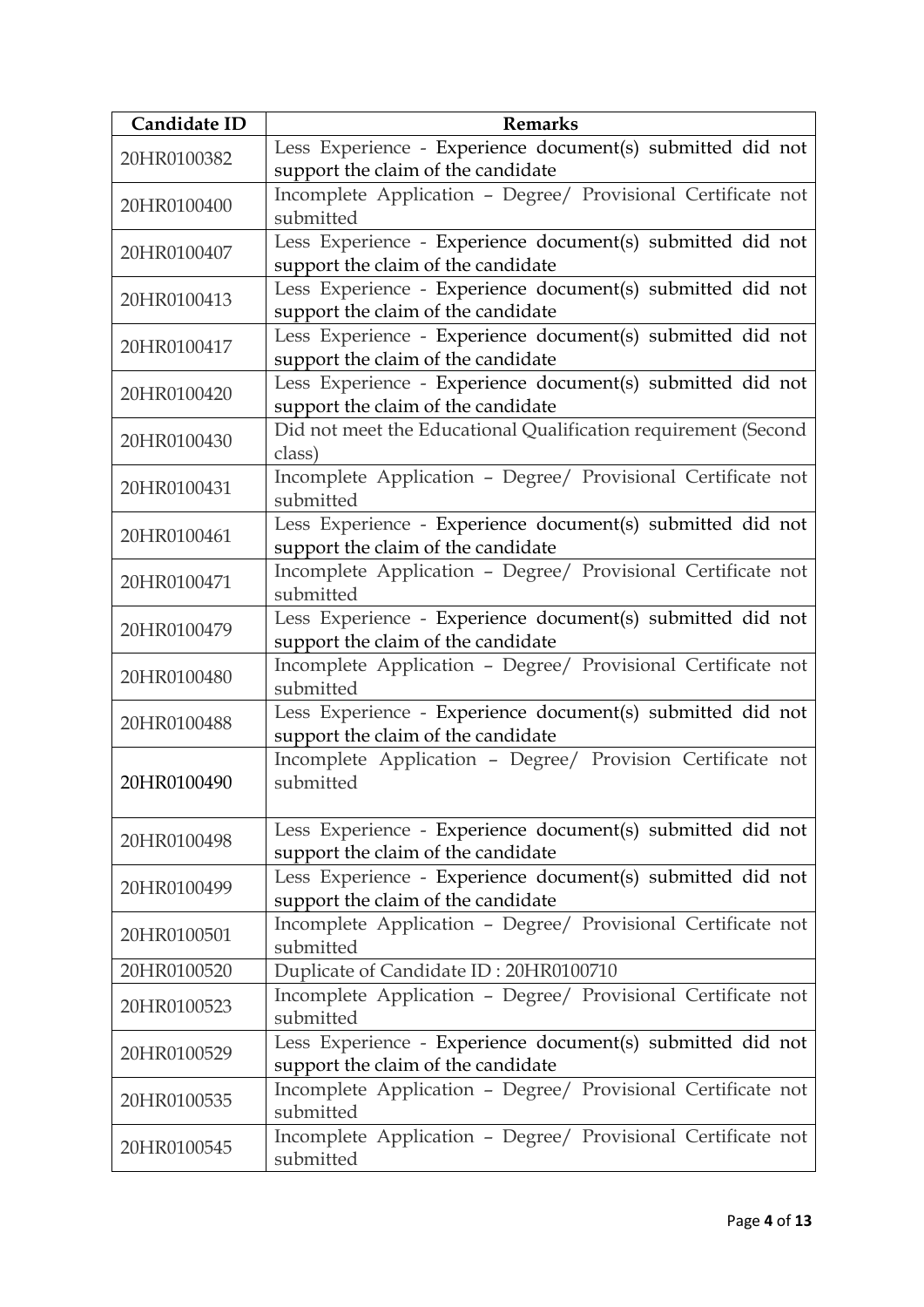| Candidate ID | Remarks |
|---|---|
| 20HR0100382 | Less Experience - Experience document(s) submitted did not support the claim of the candidate |
| 20HR0100400 | Incomplete Application – Degree/ Provisional Certificate not submitted |
| 20HR0100407 | Less Experience - Experience document(s) submitted did not support the claim of the candidate |
| 20HR0100413 | Less Experience - Experience document(s) submitted did not support the claim of the candidate |
| 20HR0100417 | Less Experience - Experience document(s) submitted did not support the claim of the candidate |
| 20HR0100420 | Less Experience - Experience document(s) submitted did not support the claim of the candidate |
| 20HR0100430 | Did not meet the Educational Qualification requirement (Second class) |
| 20HR0100431 | Incomplete Application – Degree/ Provisional Certificate not submitted |
| 20HR0100461 | Less Experience - Experience document(s) submitted did not support the claim of the candidate |
| 20HR0100471 | Incomplete Application – Degree/ Provisional Certificate not submitted |
| 20HR0100479 | Less Experience - Experience document(s) submitted did not support the claim of the candidate |
| 20HR0100480 | Incomplete Application – Degree/ Provisional Certificate not submitted |
| 20HR0100488 | Less Experience - Experience document(s) submitted did not support the claim of the candidate |
| 20HR0100490 | Incomplete Application – Degree/ Provision Certificate not submitted |
| 20HR0100498 | Less Experience - Experience document(s) submitted did not support the claim of the candidate |
| 20HR0100499 | Less Experience - Experience document(s) submitted did not support the claim of the candidate |
| 20HR0100501 | Incomplete Application – Degree/ Provisional Certificate not submitted |
| 20HR0100520 | Duplicate of Candidate ID : 20HR0100710 |
| 20HR0100523 | Incomplete Application – Degree/ Provisional Certificate not submitted |
| 20HR0100529 | Less Experience - Experience document(s) submitted did not support the claim of the candidate |
| 20HR0100535 | Incomplete Application – Degree/ Provisional Certificate not submitted |
| 20HR0100545 | Incomplete Application – Degree/ Provisional Certificate not submitted |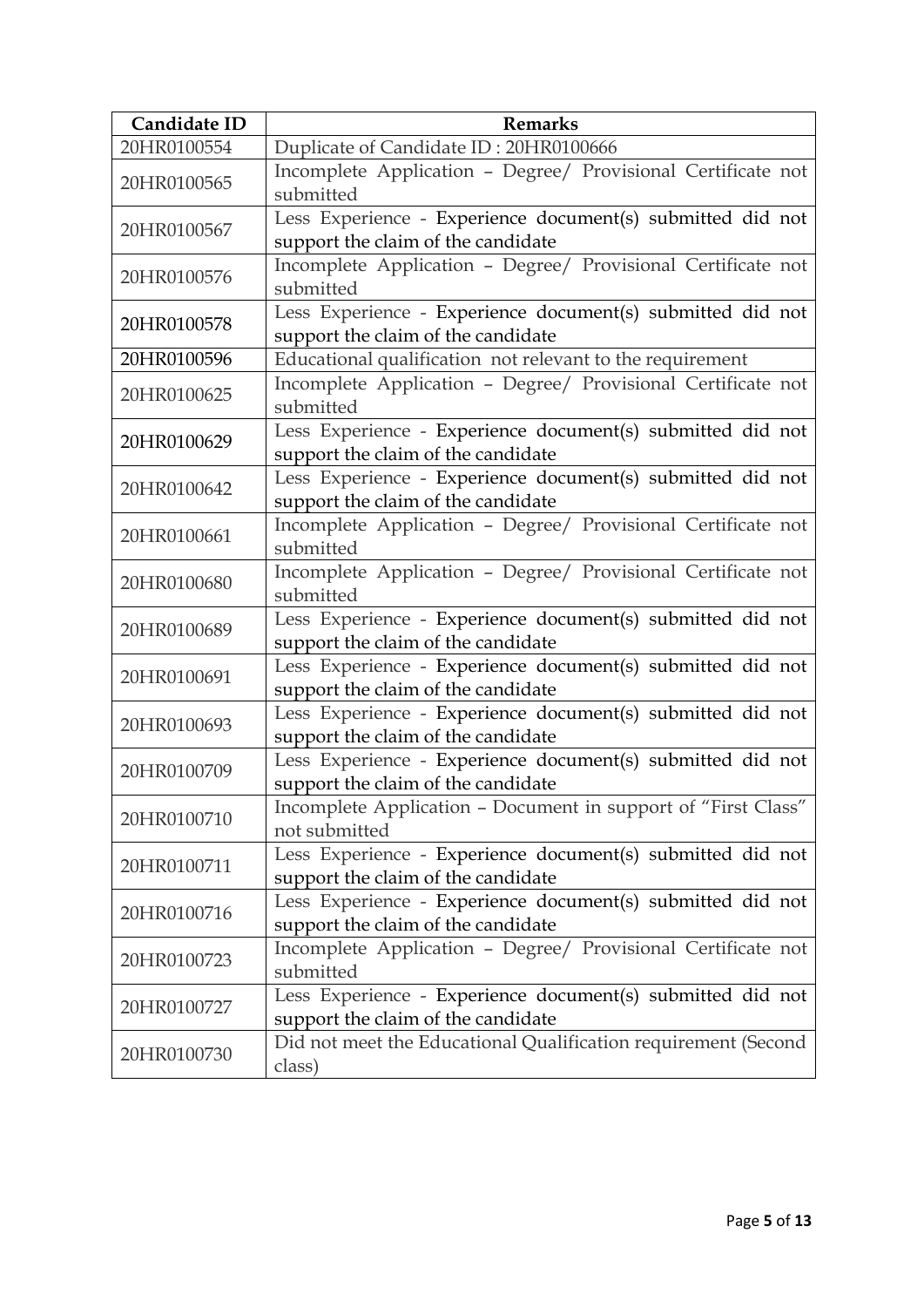| Candidate ID | Remarks |
| --- | --- |
| 20HR0100554 | Duplicate of Candidate ID : 20HR0100666 |
| 20HR0100565 | Incomplete Application – Degree/ Provisional Certificate not submitted |
| 20HR0100567 | Less Experience - Experience document(s) submitted did not support the claim of the candidate |
| 20HR0100576 | Incomplete Application – Degree/ Provisional Certificate not submitted |
| 20HR0100578 | Less Experience - Experience document(s) submitted did not support the claim of the candidate |
| 20HR0100596 | Educational qualification not relevant to the requirement |
| 20HR0100625 | Incomplete Application – Degree/ Provisional Certificate not submitted |
| 20HR0100629 | Less Experience - Experience document(s) submitted did not support the claim of the candidate |
| 20HR0100642 | Less Experience - Experience document(s) submitted did not support the claim of the candidate |
| 20HR0100661 | Incomplete Application – Degree/ Provisional Certificate not submitted |
| 20HR0100680 | Incomplete Application – Degree/ Provisional Certificate not submitted |
| 20HR0100689 | Less Experience - Experience document(s) submitted did not support the claim of the candidate |
| 20HR0100691 | Less Experience - Experience document(s) submitted did not support the claim of the candidate |
| 20HR0100693 | Less Experience - Experience document(s) submitted did not support the claim of the candidate |
| 20HR0100709 | Less Experience - Experience document(s) submitted did not support the claim of the candidate |
| 20HR0100710 | Incomplete Application – Document in support of "First Class" not submitted |
| 20HR0100711 | Less Experience - Experience document(s) submitted did not support the claim of the candidate |
| 20HR0100716 | Less Experience - Experience document(s) submitted did not support the claim of the candidate |
| 20HR0100723 | Incomplete Application – Degree/ Provisional Certificate not submitted |
| 20HR0100727 | Less Experience - Experience document(s) submitted did not support the claim of the candidate |
| 20HR0100730 | Did not meet the Educational Qualification requirement (Second class) |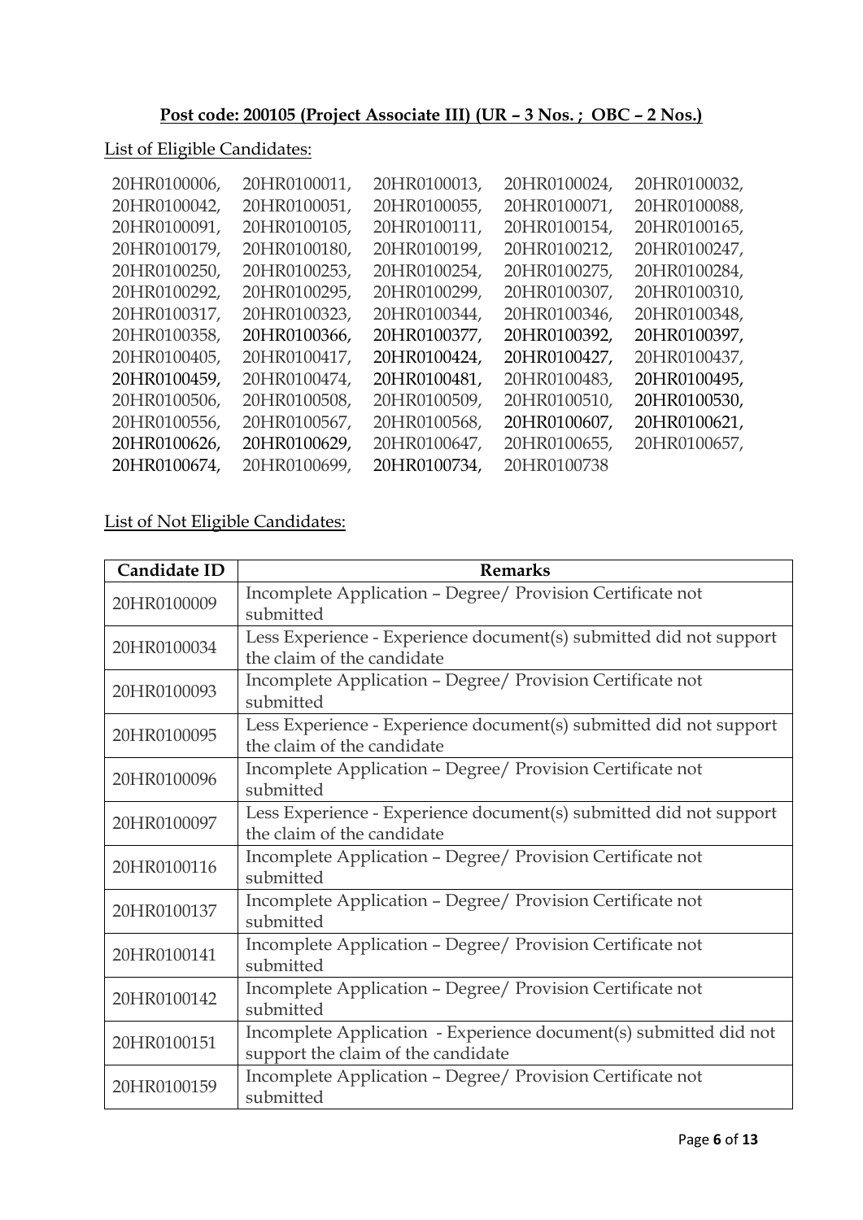**Post code: 200105 (Project Associate III) (UR – 3 Nos. ; OBC – 2 Nos.)**

List of Eligible Candidates:

20HR0100006, 20HR0100011, 20HR0100013, 20HR0100024, 20HR0100032, 20HR0100042, 20HR0100051, 20HR0100055, 20HR0100071, 20HR0100088, 20HR0100091, 20HR0100105, 20HR0100111, 20HR0100154, 20HR0100165, 20HR0100179, 20HR0100180, 20HR0100199, 20HR0100212, 20HR0100247, 20HR0100250, 20HR0100253, 20HR0100254, 20HR0100275, 20HR0100284, 20HR0100292, 20HR0100295, 20HR0100299, 20HR0100307, 20HR0100310, 20HR0100317, 20HR0100323, 20HR0100344, 20HR0100346, 20HR0100348, 20HR0100358, 20HR0100366, 20HR0100377, 20HR0100392, 20HR0100397, 20HR0100405, 20HR0100417, 20HR0100424, 20HR0100427, 20HR0100437, 20HR0100459, 20HR0100474, 20HR0100481, 20HR0100483, 20HR0100495, 20HR0100506, 20HR0100508, 20HR0100509, 20HR0100510, 20HR0100530, 20HR0100556, 20HR0100567, 20HR0100568, 20HR0100607, 20HR0100621, 20HR0100626, 20HR0100629, 20HR0100647, 20HR0100655, 20HR0100657, 20HR0100674, 20HR0100699, 20HR0100734, 20HR0100738

List of Not Eligible Candidates:

| Candidate ID | Remarks |
|---|---|
| 20HR0100009 | Incomplete Application – Degree/ Provision Certificate not submitted |
| 20HR0100034 | Less Experience - Experience document(s) submitted did not support the claim of the candidate |
| 20HR0100093 | Incomplete Application – Degree/ Provision Certificate not submitted |
| 20HR0100095 | Less Experience - Experience document(s) submitted did not support the claim of the candidate |
| 20HR0100096 | Incomplete Application – Degree/ Provision Certificate not submitted |
| 20HR0100097 | Less Experience - Experience document(s) submitted did not support the claim of the candidate |
| 20HR0100116 | Incomplete Application – Degree/ Provision Certificate not submitted |
| 20HR0100137 | Incomplete Application – Degree/ Provision Certificate not submitted |
| 20HR0100141 | Incomplete Application – Degree/ Provision Certificate not submitted |
| 20HR0100142 | Incomplete Application – Degree/ Provision Certificate not submitted |
| 20HR0100151 | Incomplete Application - Experience document(s) submitted did not support the claim of the candidate |
| 20HR0100159 | Incomplete Application – Degree/ Provision Certificate not submitted |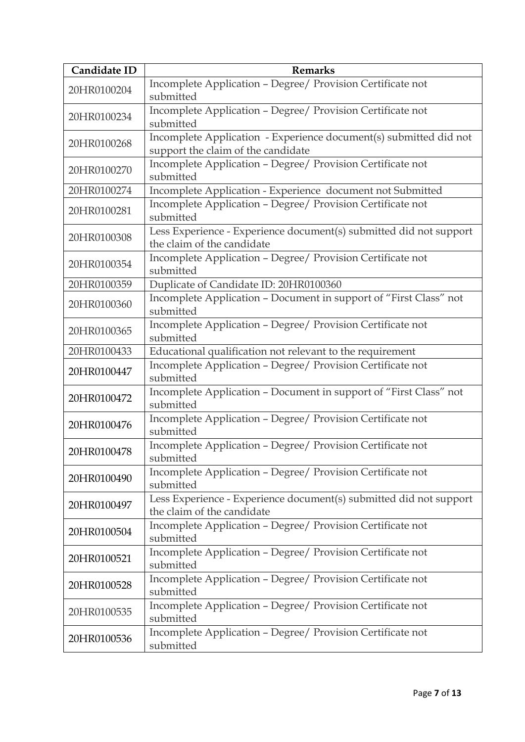| Candidate ID | Remarks |
| --- | --- |
| 20HR0100204 | Incomplete Application – Degree/ Provision Certificate not submitted |
| 20HR0100234 | Incomplete Application – Degree/ Provision Certificate not submitted |
| 20HR0100268 | Incomplete Application - Experience document(s) submitted did not support the claim of the candidate |
| 20HR0100270 | Incomplete Application – Degree/ Provision Certificate not submitted |
| 20HR0100274 | Incomplete Application - Experience document not Submitted |
| 20HR0100281 | Incomplete Application – Degree/ Provision Certificate not submitted |
| 20HR0100308 | Less Experience - Experience document(s) submitted did not support the claim of the candidate |
| 20HR0100354 | Incomplete Application – Degree/ Provision Certificate not submitted |
| 20HR0100359 | Duplicate of Candidate ID: 20HR0100360 |
| 20HR0100360 | Incomplete Application – Document in support of "First Class" not submitted |
| 20HR0100365 | Incomplete Application – Degree/ Provision Certificate not submitted |
| 20HR0100433 | Educational qualification not relevant to the requirement |
| 20HR0100447 | Incomplete Application – Degree/ Provision Certificate not submitted |
| 20HR0100472 | Incomplete Application – Document in support of "First Class" not submitted |
| 20HR0100476 | Incomplete Application – Degree/ Provision Certificate not submitted |
| 20HR0100478 | Incomplete Application – Degree/ Provision Certificate not submitted |
| 20HR0100490 | Incomplete Application – Degree/ Provision Certificate not submitted |
| 20HR0100497 | Less Experience - Experience document(s) submitted did not support the claim of the candidate |
| 20HR0100504 | Incomplete Application – Degree/ Provision Certificate not submitted |
| 20HR0100521 | Incomplete Application – Degree/ Provision Certificate not submitted |
| 20HR0100528 | Incomplete Application – Degree/ Provision Certificate not submitted |
| 20HR0100535 | Incomplete Application – Degree/ Provision Certificate not submitted |
| 20HR0100536 | Incomplete Application – Degree/ Provision Certificate not submitted |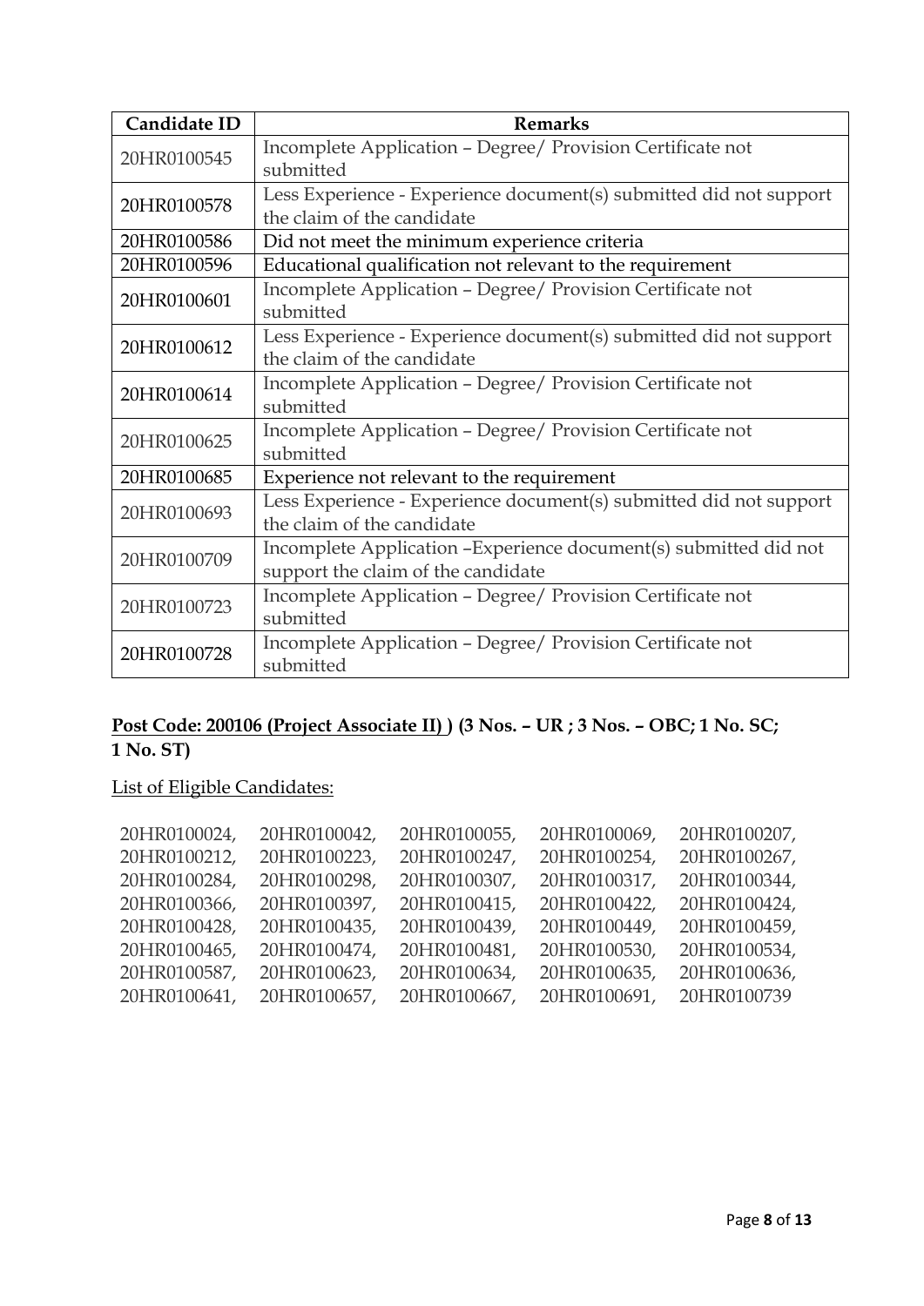| Candidate ID | Remarks |
|---|---|
| 20HR0100545 | Incomplete Application – Degree/ Provision Certificate not submitted |
| 20HR0100578 | Less Experience - Experience document(s) submitted did not support the claim of the candidate |
| 20HR0100586 | Did not meet the minimum experience criteria |
| 20HR0100596 | Educational qualification not relevant to the requirement |
| 20HR0100601 | Incomplete Application – Degree/ Provision Certificate not submitted |
| 20HR0100612 | Less Experience - Experience document(s) submitted did not support the claim of the candidate |
| 20HR0100614 | Incomplete Application – Degree/ Provision Certificate not submitted |
| 20HR0100625 | Incomplete Application – Degree/ Provision Certificate not submitted |
| 20HR0100685 | Experience not relevant to the requirement |
| 20HR0100693 | Less Experience - Experience document(s) submitted did not support the claim of the candidate |
| 20HR0100709 | Incomplete Application –Experience document(s) submitted did not support the claim of the candidate |
| 20HR0100723 | Incomplete Application – Degree/ Provision Certificate not submitted |
| 20HR0100728 | Incomplete Application – Degree/ Provision Certificate not submitted |

**Post Code: 200106 (Project Associate II) ) (3 Nos. – UR ; 3 Nos. – OBC; 1 No. SC; 1 No. ST)**

List of Eligible Candidates:

20HR0100024, 20HR0100042, 20HR0100055, 20HR0100069, 20HR0100207, 20HR0100212, 20HR0100223, 20HR0100247, 20HR0100254, 20HR0100267, 20HR0100284, 20HR0100298, 20HR0100307, 20HR0100317, 20HR0100344, 20HR0100366, 20HR0100397, 20HR0100415, 20HR0100422, 20HR0100424, 20HR0100428, 20HR0100435, 20HR0100439, 20HR0100449, 20HR0100459, 20HR0100465, 20HR0100474, 20HR0100481, 20HR0100530, 20HR0100534, 20HR0100587, 20HR0100623, 20HR0100634, 20HR0100635, 20HR0100636, 20HR0100641, 20HR0100657, 20HR0100667, 20HR0100691, 20HR0100739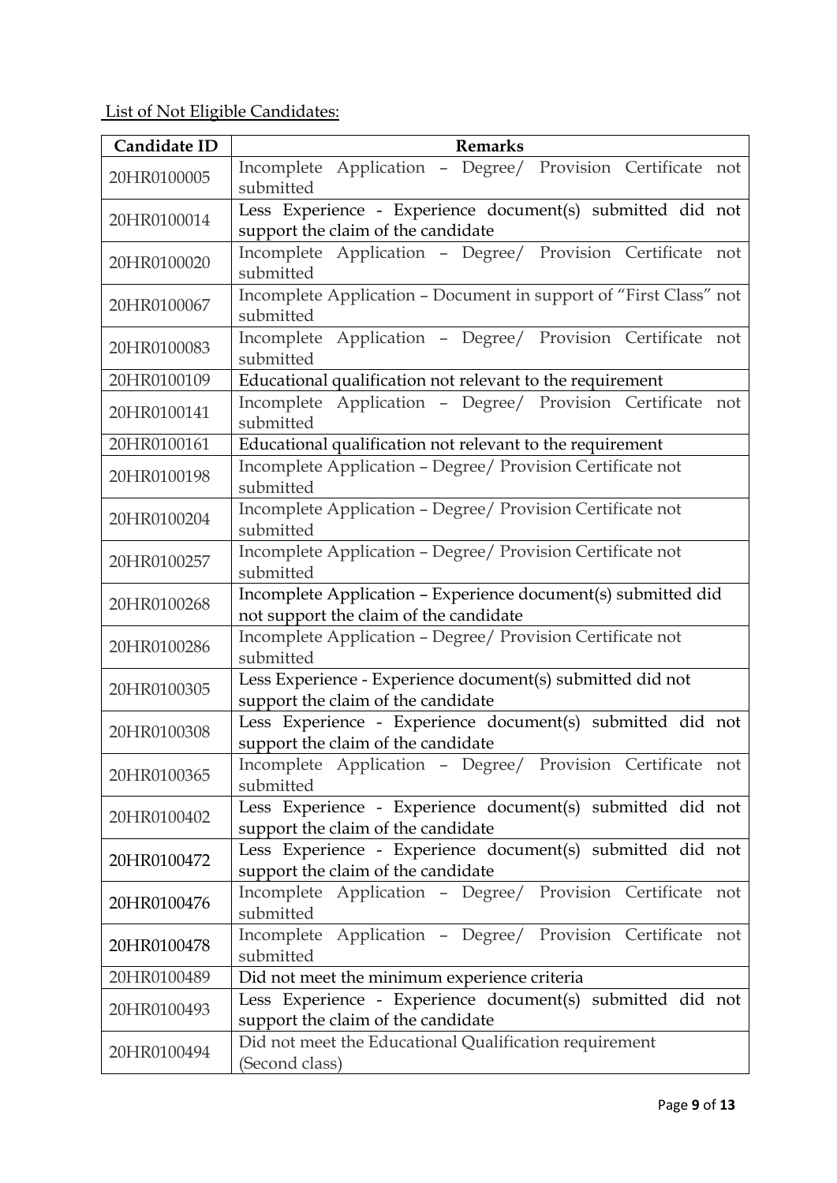List of Not Eligible Candidates:

| Candidate ID | Remarks |
|---|---|
| 20HR0100005 | Incomplete Application – Degree/ Provision Certificate not submitted |
| 20HR0100014 | Less Experience - Experience document(s) submitted did not support the claim of the candidate |
| 20HR0100020 | Incomplete Application – Degree/ Provision Certificate not submitted |
| 20HR0100067 | Incomplete Application – Document in support of "First Class" not submitted |
| 20HR0100083 | Incomplete Application – Degree/ Provision Certificate not submitted |
| 20HR0100109 | Educational qualification not relevant to the requirement |
| 20HR0100141 | Incomplete Application – Degree/ Provision Certificate not submitted |
| 20HR0100161 | Educational qualification not relevant to the requirement |
| 20HR0100198 | Incomplete Application – Degree/ Provision Certificate not submitted |
| 20HR0100204 | Incomplete Application – Degree/ Provision Certificate not submitted |
| 20HR0100257 | Incomplete Application – Degree/ Provision Certificate not submitted |
| 20HR0100268 | Incomplete Application – Experience document(s) submitted did not support the claim of the candidate |
| 20HR0100286 | Incomplete Application – Degree/ Provision Certificate not submitted |
| 20HR0100305 | Less Experience - Experience document(s) submitted did not support the claim of the candidate |
| 20HR0100308 | Less Experience - Experience document(s) submitted did not support the claim of the candidate |
| 20HR0100365 | Incomplete Application – Degree/ Provision Certificate not submitted |
| 20HR0100402 | Less Experience - Experience document(s) submitted did not support the claim of the candidate |
| 20HR0100472 | Less Experience - Experience document(s) submitted did not support the claim of the candidate |
| 20HR0100476 | Incomplete Application – Degree/ Provision Certificate not submitted |
| 20HR0100478 | Incomplete Application – Degree/ Provision Certificate not submitted |
| 20HR0100489 | Did not meet the minimum experience criteria |
| 20HR0100493 | Less Experience - Experience document(s) submitted did not support the claim of the candidate |
| 20HR0100494 | Did not meet the Educational Qualification requirement (Second class) |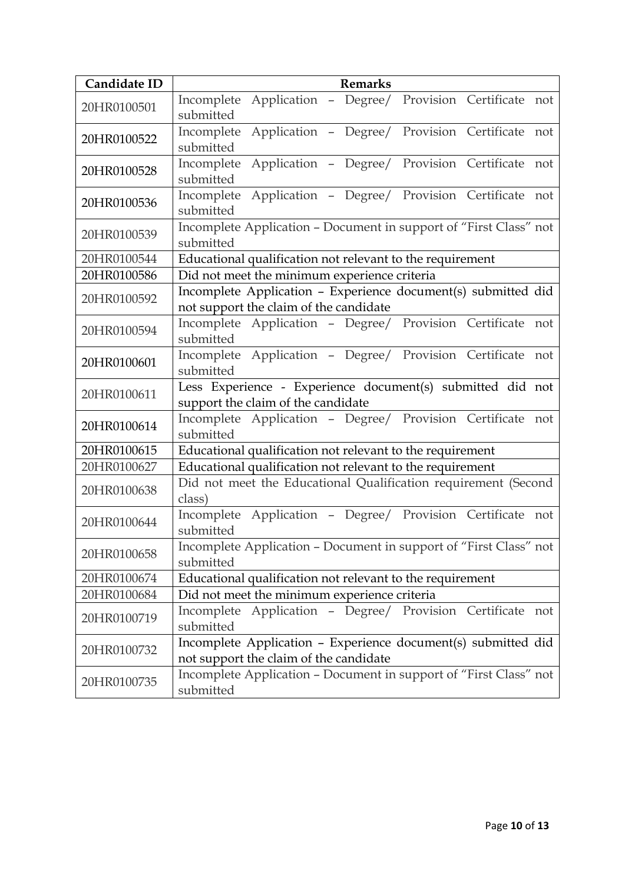| Candidate ID | Remarks |
| --- | --- |
| 20HR0100501 | Incomplete Application – Degree/ Provision Certificate not submitted |
| 20HR0100522 | Incomplete Application – Degree/ Provision Certificate not submitted |
| 20HR0100528 | Incomplete Application – Degree/ Provision Certificate not submitted |
| 20HR0100536 | Incomplete Application – Degree/ Provision Certificate not submitted |
| 20HR0100539 | Incomplete Application – Document in support of "First Class" not submitted |
| 20HR0100544 | Educational qualification not relevant to the requirement |
| 20HR0100586 | Did not meet the minimum experience criteria |
| 20HR0100592 | Incomplete Application – Experience document(s) submitted did not support the claim of the candidate |
| 20HR0100594 | Incomplete Application – Degree/ Provision Certificate not submitted |
| 20HR0100601 | Incomplete Application – Degree/ Provision Certificate not submitted |
| 20HR0100611 | Less Experience - Experience document(s) submitted did not support the claim of the candidate |
| 20HR0100614 | Incomplete Application – Degree/ Provision Certificate not submitted |
| 20HR0100615 | Educational qualification not relevant to the requirement |
| 20HR0100627 | Educational qualification not relevant to the requirement |
| 20HR0100638 | Did not meet the Educational Qualification requirement (Second class) |
| 20HR0100644 | Incomplete Application – Degree/ Provision Certificate not submitted |
| 20HR0100658 | Incomplete Application – Document in support of "First Class" not submitted |
| 20HR0100674 | Educational qualification not relevant to the requirement |
| 20HR0100684 | Did not meet the minimum experience criteria |
| 20HR0100719 | Incomplete Application – Degree/ Provision Certificate not submitted |
| 20HR0100732 | Incomplete Application – Experience document(s) submitted did not support the claim of the candidate |
| 20HR0100735 | Incomplete Application – Document in support of "First Class" not submitted |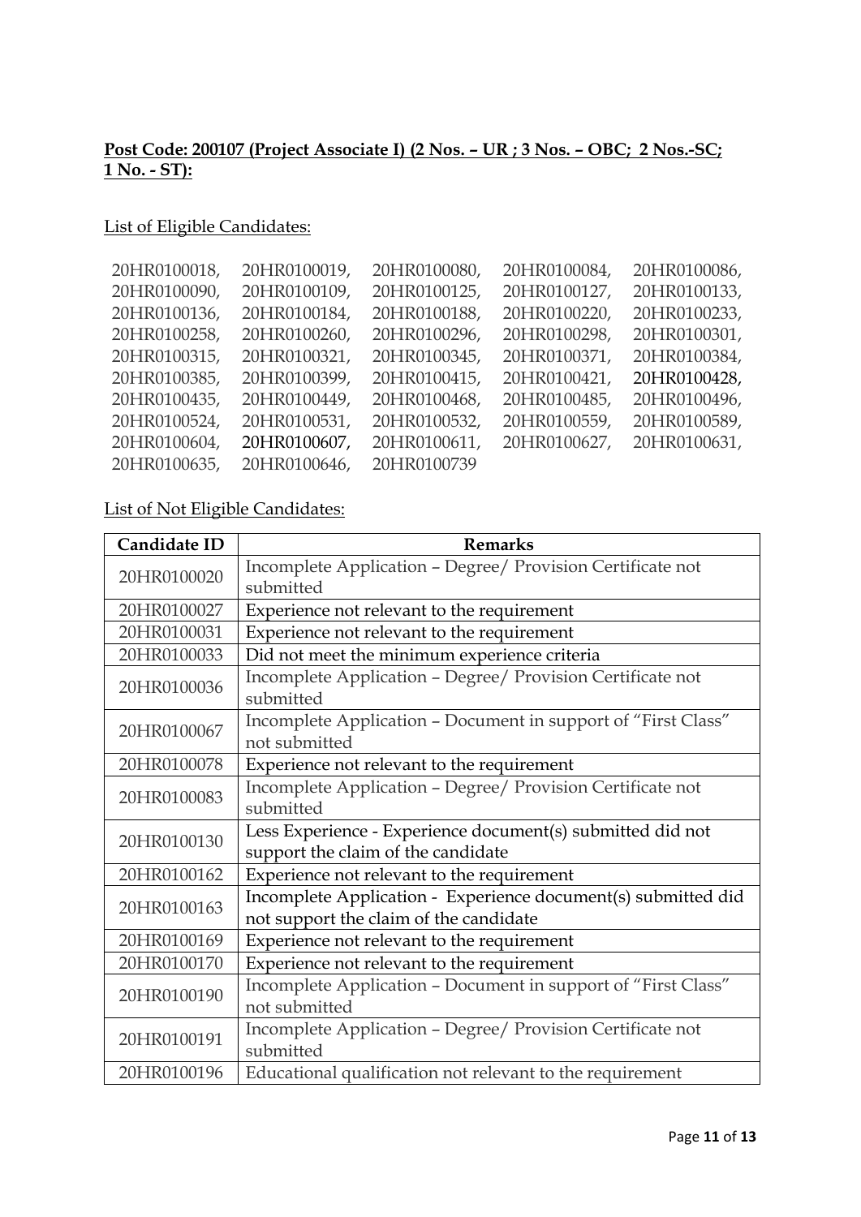**Post Code: 200107 (Project Associate I) (2 Nos. – UR ; 3 Nos. – OBC; 2 Nos.-SC; 1 No. - ST):**

List of Eligible Candidates:

20HR0100018, 20HR0100019, 20HR0100080, 20HR0100084, 20HR0100086, 20HR0100090, 20HR0100109, 20HR0100125, 20HR0100127, 20HR0100133, 20HR0100136, 20HR0100184, 20HR0100188, 20HR0100220, 20HR0100233, 20HR0100258, 20HR0100260, 20HR0100296, 20HR0100298, 20HR0100301, 20HR0100315, 20HR0100321, 20HR0100345, 20HR0100371, 20HR0100384, 20HR0100385, 20HR0100399, 20HR0100415, 20HR0100421, 20HR0100428, 20HR0100435, 20HR0100449, 20HR0100468, 20HR0100485, 20HR0100496, 20HR0100524, 20HR0100531, 20HR0100532, 20HR0100559, 20HR0100589, 20HR0100604, 20HR0100607, 20HR0100611, 20HR0100627, 20HR0100631, 20HR0100635, 20HR0100646, 20HR0100739

List of Not Eligible Candidates:

| Candidate ID | Remarks |
|---|---|
| 20HR0100020 | Incomplete Application – Degree/ Provision Certificate not submitted |
| 20HR0100027 | Experience not relevant to the requirement |
| 20HR0100031 | Experience not relevant to the requirement |
| 20HR0100033 | Did not meet the minimum experience criteria |
| 20HR0100036 | Incomplete Application – Degree/ Provision Certificate not submitted |
| 20HR0100067 | Incomplete Application – Document in support of "First Class" not submitted |
| 20HR0100078 | Experience not relevant to the requirement |
| 20HR0100083 | Incomplete Application – Degree/ Provision Certificate not submitted |
| 20HR0100130 | Less Experience - Experience document(s) submitted did not support the claim of the candidate |
| 20HR0100162 | Experience not relevant to the requirement |
| 20HR0100163 | Incomplete Application - Experience document(s) submitted did not support the claim of the candidate |
| 20HR0100169 | Experience not relevant to the requirement |
| 20HR0100170 | Experience not relevant to the requirement |
| 20HR0100190 | Incomplete Application – Document in support of "First Class" not submitted |
| 20HR0100191 | Incomplete Application – Degree/ Provision Certificate not submitted |
| 20HR0100196 | Educational qualification not relevant to the requirement |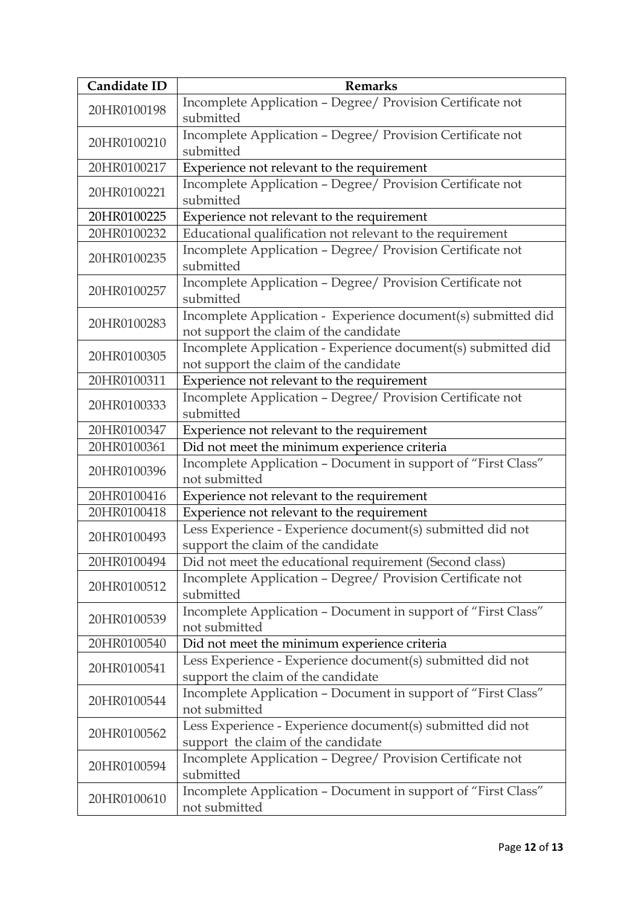| Candidate ID | Remarks |
|---|---|
| 20HR0100198 | Incomplete Application – Degree/ Provision Certificate not submitted |
| 20HR0100210 | Incomplete Application – Degree/ Provision Certificate not submitted |
| 20HR0100217 | Experience not relevant to the requirement |
| 20HR0100221 | Incomplete Application – Degree/ Provision Certificate not submitted |
| 20HR0100225 | Experience not relevant to the requirement |
| 20HR0100232 | Educational qualification not relevant to the requirement |
| 20HR0100235 | Incomplete Application – Degree/ Provision Certificate not submitted |
| 20HR0100257 | Incomplete Application – Degree/ Provision Certificate not submitted |
| 20HR0100283 | Incomplete Application - Experience document(s) submitted did not support the claim of the candidate |
| 20HR0100305 | Incomplete Application - Experience document(s) submitted did not support the claim of the candidate |
| 20HR0100311 | Experience not relevant to the requirement |
| 20HR0100333 | Incomplete Application – Degree/ Provision Certificate not submitted |
| 20HR0100347 | Experience not relevant to the requirement |
| 20HR0100361 | Did not meet the minimum experience criteria |
| 20HR0100396 | Incomplete Application – Document in support of "First Class" not submitted |
| 20HR0100416 | Experience not relevant to the requirement |
| 20HR0100418 | Experience not relevant to the requirement |
| 20HR0100493 | Less Experience - Experience document(s) submitted did not support the claim of the candidate |
| 20HR0100494 | Did not meet the educational requirement (Second class) |
| 20HR0100512 | Incomplete Application – Degree/ Provision Certificate not submitted |
| 20HR0100539 | Incomplete Application – Document in support of "First Class" not submitted |
| 20HR0100540 | Did not meet the minimum experience criteria |
| 20HR0100541 | Less Experience - Experience document(s) submitted did not support the claim of the candidate |
| 20HR0100544 | Incomplete Application – Document in support of "First Class" not submitted |
| 20HR0100562 | Less Experience - Experience document(s) submitted did not support the claim of the candidate |
| 20HR0100594 | Incomplete Application – Degree/ Provision Certificate not submitted |
| 20HR0100610 | Incomplete Application – Document in support of "First Class" not submitted |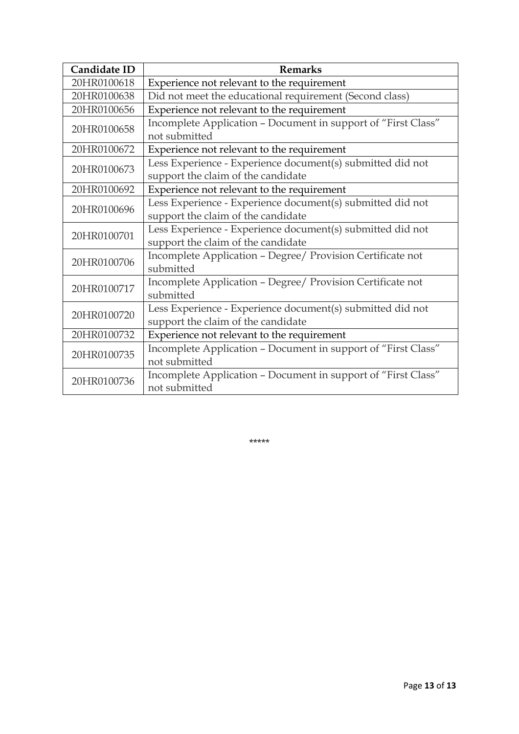| Candidate ID | Remarks |
|---|---|
| 20HR0100618 | Experience not relevant to the requirement |
| 20HR0100638 | Did not meet the educational requirement (Second class) |
| 20HR0100656 | Experience not relevant to the requirement |
| 20HR0100658 | Incomplete Application – Document in support of "First Class" not submitted |
| 20HR0100672 | Experience not relevant to the requirement |
| 20HR0100673 | Less Experience - Experience document(s) submitted did not support the claim of the candidate |
| 20HR0100692 | Experience not relevant to the requirement |
| 20HR0100696 | Less Experience - Experience document(s) submitted did not support the claim of the candidate |
| 20HR0100701 | Less Experience - Experience document(s) submitted did not support the claim of the candidate |
| 20HR0100706 | Incomplete Application – Degree/ Provision Certificate not submitted |
| 20HR0100717 | Incomplete Application – Degree/ Provision Certificate not submitted |
| 20HR0100720 | Less Experience - Experience document(s) submitted did not support the claim of the candidate |
| 20HR0100732 | Experience not relevant to the requirement |
| 20HR0100735 | Incomplete Application – Document in support of "First Class" not submitted |
| 20HR0100736 | Incomplete Application – Document in support of "First Class" not submitted |

*****